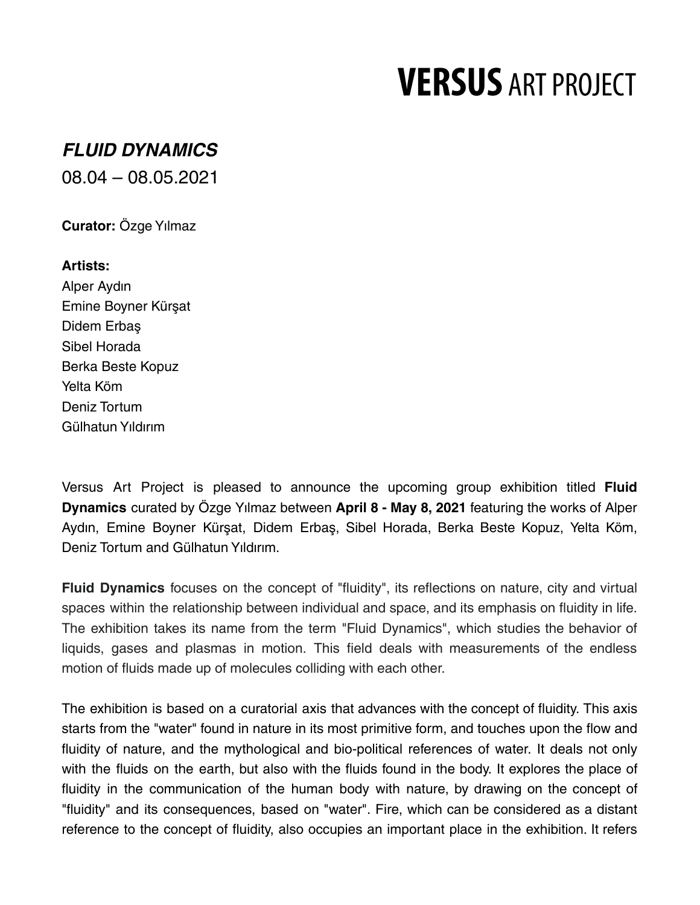# **VERSUS** ART PROJECT

## ***FLUID DYNAMICS***

08.04 – 08.05.2021

**Curator:** Özge Yılmaz

**Artists:**
Alper Aydın
Emine Boyner Kürşat
Didem Erbaş
Sibel Horada
Berka Beste Kopuz
Yelta Köm
Deniz Tortum
Gülhatun Yıldırım

Versus Art Project is pleased to announce the upcoming group exhibition titled **Fluid Dynamics** curated by Özge Yılmaz between **April 8 - May 8, 2021** featuring the works of Alper Aydın, Emine Boyner Kürşat, Didem Erbaş, Sibel Horada, Berka Beste Kopuz, Yelta Köm, Deniz Tortum and Gülhatun Yıldırım.

**Fluid Dynamics** focuses on the concept of "fluidity", its reflections on nature, city and virtual spaces within the relationship between individual and space, and its emphasis on fluidity in life. The exhibition takes its name from the term "Fluid Dynamics", which studies the behavior of liquids, gases and plasmas in motion. This field deals with measurements of the endless motion of fluids made up of molecules colliding with each other.

The exhibition is based on a curatorial axis that advances with the concept of fluidity. This axis starts from the "water" found in nature in its most primitive form, and touches upon the flow and fluidity of nature, and the mythological and bio-political references of water. It deals not only with the fluids on the earth, but also with the fluids found in the body. It explores the place of fluidity in the communication of the human body with nature, by drawing on the concept of "fluidity" and its consequences, based on "water". Fire, which can be considered as a distant reference to the concept of fluidity, also occupies an important place in the exhibition. It refers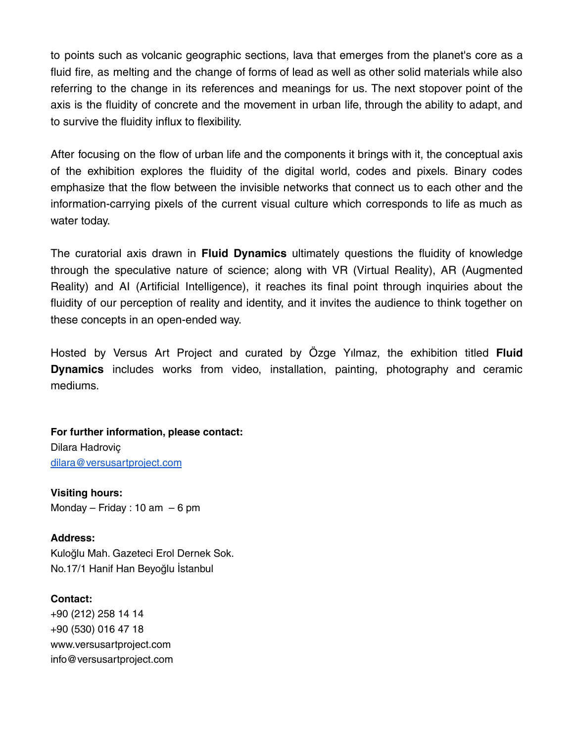to points such as volcanic geographic sections, lava that emerges from the planet's core as a fluid fire, as melting and the change of forms of lead as well as other solid materials while also referring to the change in its references and meanings for us. The next stopover point of the axis is the fluidity of concrete and the movement in urban life, through the ability to adapt, and to survive the fluidity influx to flexibility.

After focusing on the flow of urban life and the components it brings with it, the conceptual axis of the exhibition explores the fluidity of the digital world, codes and pixels. Binary codes emphasize that the flow between the invisible networks that connect us to each other and the information-carrying pixels of the current visual culture which corresponds to life as much as water today.

The curatorial axis drawn in **Fluid Dynamics** ultimately questions the fluidity of knowledge through the speculative nature of science; along with VR (Virtual Reality), AR (Augmented Reality) and AI (Artificial Intelligence), it reaches its final point through inquiries about the fluidity of our perception of reality and identity, and it invites the audience to think together on these concepts in an open-ended way.

Hosted by Versus Art Project and curated by Özge Yılmaz, the exhibition titled **Fluid Dynamics** includes works from video, installation, painting, photography and ceramic mediums.

**For further information, please contact:**
Dilara Hadroviç
dilara@versusartproject.com

**Visiting hours:**
Monday – Friday : 10 am – 6 pm

**Address:**
Kuloğlu Mah. Gazeteci Erol Dernek Sok.
No.17/1 Hanif Han Beyoğlu İstanbul

**Contact:**
+90 (212) 258 14 14
+90 (530) 016 47 18
www.versusartproject.com
info@versusartproject.com